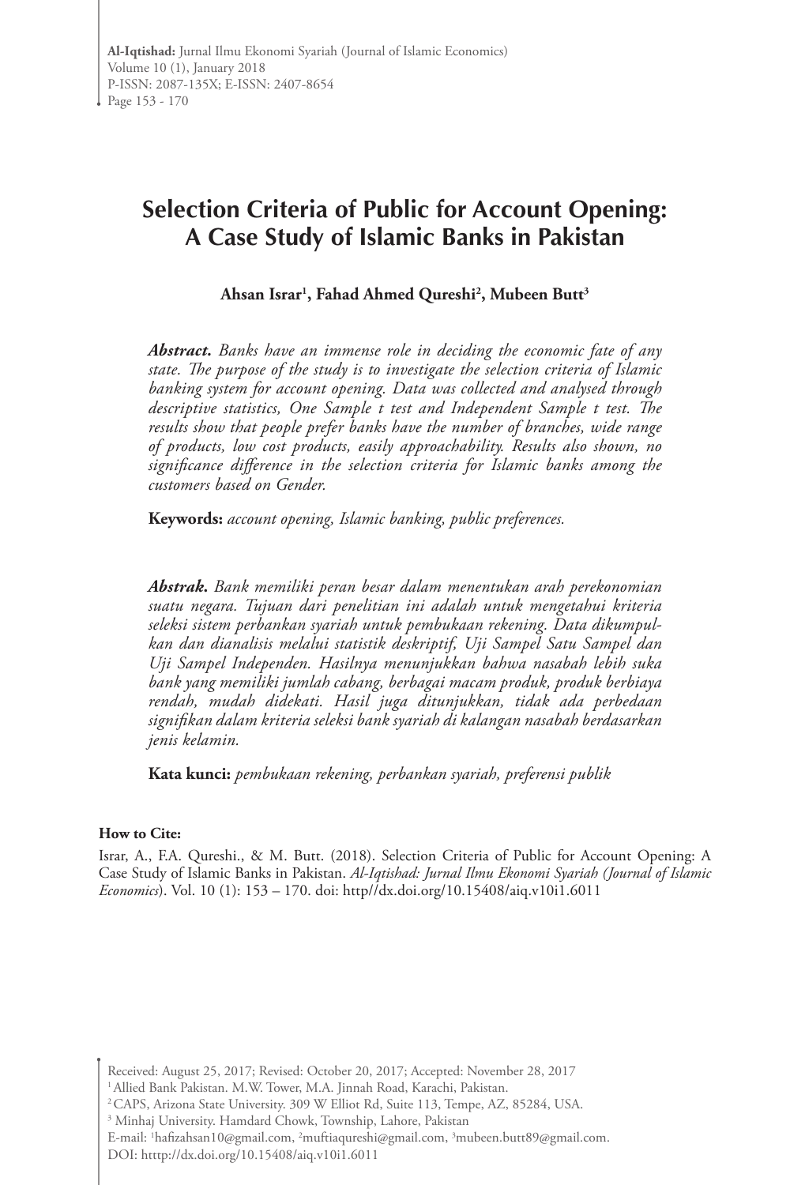# Selection Criteria of Public for Account Opening: A Case Study of Islamic Banks in Pakistan

**Ahsan Israr[1], Fahad Ahmed Qureshi[2], Mubeen Butt[3]**

***Abstract.*** *Banks have an immense role in deciding the economic fate of any state. The purpose of the study is to investigate the selection criteria of Islamic banking system for account opening. Data was collected and analysed through descriptive statistics, One Sample t test and Independent Sample t test. The results show that people prefer banks have the number of branches, wide range of products, low cost products, easily approachability. Results also shown, no significance difference in the selection criteria for Islamic banks among the customers based on Gender.*

**Keywords:** *account opening, Islamic banking, public preferences.*

***Abstrak.*** *Bank memiliki peran besar dalam menentukan arah perekonomian suatu negara. Tujuan dari penelitian ini adalah untuk mengetahui kriteria seleksi sistem perbankan syariah untuk pembukaan rekening. Data dikumpulkan dan dianalisis melalui statistik deskriptif, Uji Sampel Satu Sampel dan Uji Sampel Independen. Hasilnya menunjukkan bahwa nasabah lebih suka bank yang memiliki jumlah cabang, berbagai macam produk, produk berbiaya rendah, mudah didekati. Hasil juga ditunjukkan, tidak ada perbedaan signifikan dalam kriteria seleksi bank syariah di kalangan nasabah berdasarkan jenis kelamin.*

**Kata kunci:** *pembukaan rekening, perbankan syariah, preferensi publik*

**How to Cite:**

Israr, A., F.A. Qureshi., & M. Butt. (2018). Selection Criteria of Public for Account Opening: A Case Study of Islamic Banks in Pakistan. *Al-Iqtishad: Jurnal Ilmu Ekonomi Syariah (Journal of Islamic Economics)*. Vol. 10 (1): 153 – 170. doi: http//dx.doi.org/10.15408/aiq.v10i1.6011

Received: August 25, 2017; Revised: October 20, 2017; Accepted: November 28, 2017

[1] Allied Bank Pakistan. M.W. Tower, M.A. Jinnah Road, Karachi, Pakistan.

[2] CAPS, Arizona State University. 309 W Elliot Rd, Suite 113, Tempe, AZ, 85284, USA.

[3] Minhaj University. Hamdard Chowk, Township, Lahore, Pakistan

E-mail: [1]hafizahsan10@gmail.com, [2]muftiaqureshi@gmail.com, [3]mubeen.butt89@gmail.com.

DOI: htttp://dx.doi.org/10.15408/aiq.v10i1.6011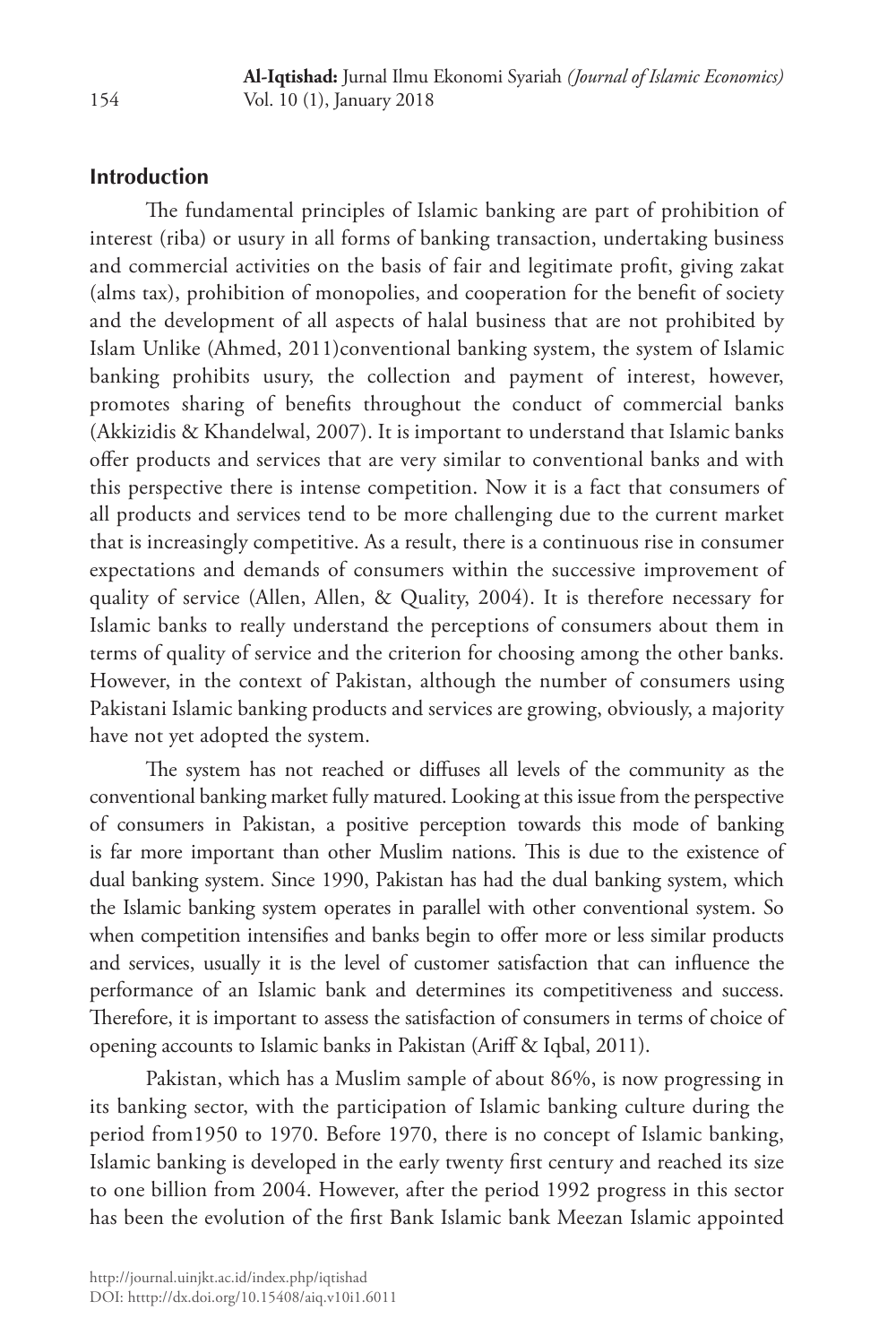## Introduction

The fundamental principles of Islamic banking are part of prohibition of interest (riba) or usury in all forms of banking transaction, undertaking business and commercial activities on the basis of fair and legitimate profit, giving zakat (alms tax), prohibition of monopolies, and cooperation for the benefit of society and the development of all aspects of halal business that are not prohibited by Islam Unlike (Ahmed, 2011)conventional banking system, the system of Islamic banking prohibits usury, the collection and payment of interest, however, promotes sharing of benefits throughout the conduct of commercial banks (Akkizidis & Khandelwal, 2007). It is important to understand that Islamic banks offer products and services that are very similar to conventional banks and with this perspective there is intense competition. Now it is a fact that consumers of all products and services tend to be more challenging due to the current market that is increasingly competitive. As a result, there is a continuous rise in consumer expectations and demands of consumers within the successive improvement of quality of service (Allen, Allen, & Quality, 2004). It is therefore necessary for Islamic banks to really understand the perceptions of consumers about them in terms of quality of service and the criterion for choosing among the other banks. However, in the context of Pakistan, although the number of consumers using Pakistani Islamic banking products and services are growing, obviously, a majority have not yet adopted the system.

The system has not reached or diffuses all levels of the community as the conventional banking market fully matured. Looking at this issue from the perspective of consumers in Pakistan, a positive perception towards this mode of banking is far more important than other Muslim nations. This is due to the existence of dual banking system. Since 1990, Pakistan has had the dual banking system, which the Islamic banking system operates in parallel with other conventional system. So when competition intensifies and banks begin to offer more or less similar products and services, usually it is the level of customer satisfaction that can influence the performance of an Islamic bank and determines its competitiveness and success. Therefore, it is important to assess the satisfaction of consumers in terms of choice of opening accounts to Islamic banks in Pakistan (Ariff & Iqbal, 2011).

Pakistan, which has a Muslim sample of about 86%, is now progressing in its banking sector, with the participation of Islamic banking culture during the period from1950 to 1970. Before 1970, there is no concept of Islamic banking, Islamic banking is developed in the early twenty first century and reached its size to one billion from 2004. However, after the period 1992 progress in this sector has been the evolution of the first Bank Islamic bank Meezan Islamic appointed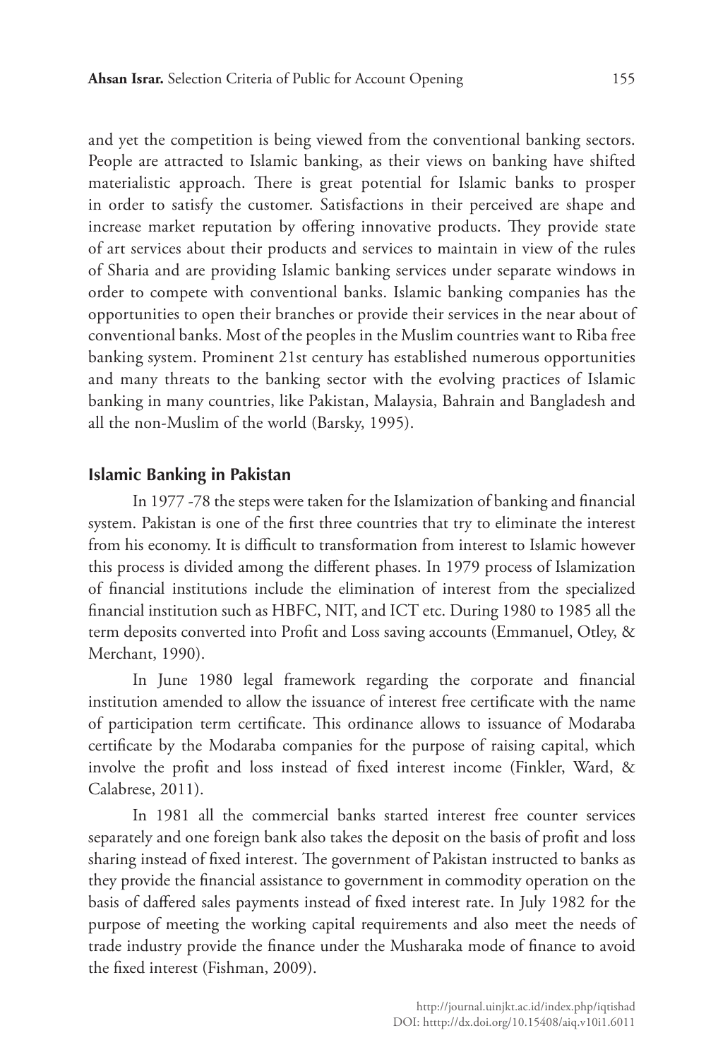and yet the competition is being viewed from the conventional banking sectors. People are attracted to Islamic banking, as their views on banking have shifted materialistic approach. There is great potential for Islamic banks to prosper in order to satisfy the customer. Satisfactions in their perceived are shape and increase market reputation by offering innovative products. They provide state of art services about their products and services to maintain in view of the rules of Sharia and are providing Islamic banking services under separate windows in order to compete with conventional banks. Islamic banking companies has the opportunities to open their branches or provide their services in the near about of conventional banks. Most of the peoples in the Muslim countries want to Riba free banking system. Prominent 21st century has established numerous opportunities and many threats to the banking sector with the evolving practices of Islamic banking in many countries, like Pakistan, Malaysia, Bahrain and Bangladesh and all the non-Muslim of the world (Barsky, 1995).

## Islamic Banking in Pakistan

In 1977 -78 the steps were taken for the Islamization of banking and financial system. Pakistan is one of the first three countries that try to eliminate the interest from his economy. It is difficult to transformation from interest to Islamic however this process is divided among the different phases. In 1979 process of Islamization of financial institutions include the elimination of interest from the specialized financial institution such as HBFC, NIT, and ICT etc. During 1980 to 1985 all the term deposits converted into Profit and Loss saving accounts (Emmanuel, Otley, & Merchant, 1990).

In June 1980 legal framework regarding the corporate and financial institution amended to allow the issuance of interest free certificate with the name of participation term certificate. This ordinance allows to issuance of Modaraba certificate by the Modaraba companies for the purpose of raising capital, which involve the profit and loss instead of fixed interest income (Finkler, Ward, & Calabrese, 2011).

In 1981 all the commercial banks started interest free counter services separately and one foreign bank also takes the deposit on the basis of profit and loss sharing instead of fixed interest. The government of Pakistan instructed to banks as they provide the financial assistance to government in commodity operation on the basis of daffered sales payments instead of fixed interest rate. In July 1982 for the purpose of meeting the working capital requirements and also meet the needs of trade industry provide the finance under the Musharaka mode of finance to avoid the fixed interest (Fishman, 2009).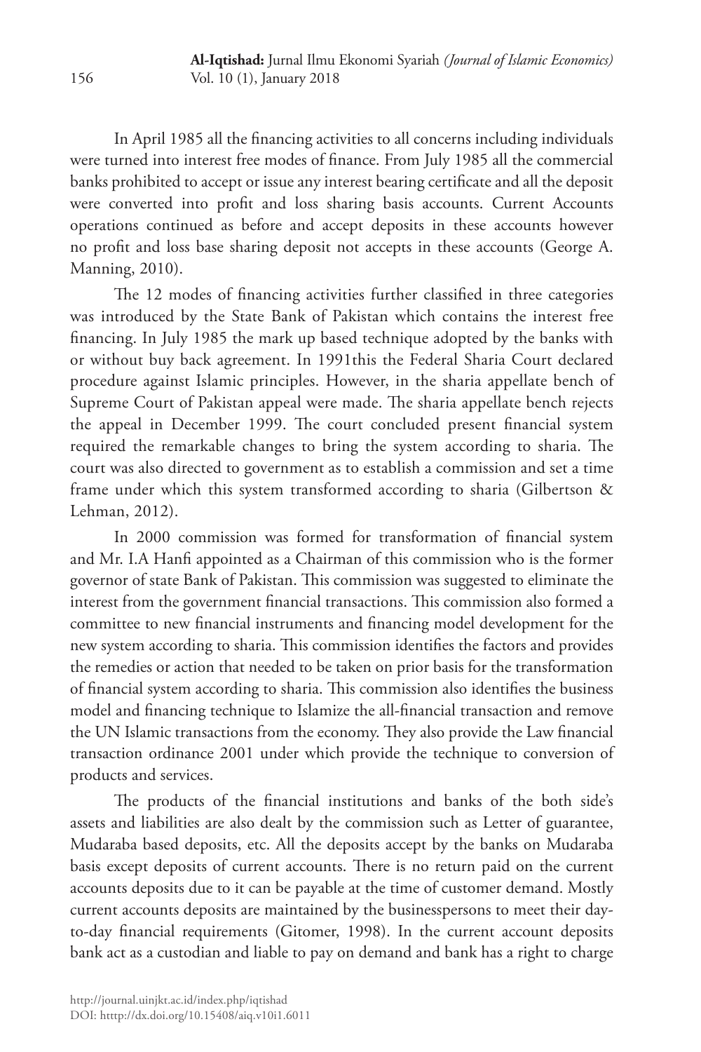In April 1985 all the financing activities to all concerns including individuals were turned into interest free modes of finance. From July 1985 all the commercial banks prohibited to accept or issue any interest bearing certificate and all the deposit were converted into profit and loss sharing basis accounts. Current Accounts operations continued as before and accept deposits in these accounts however no profit and loss base sharing deposit not accepts in these accounts (George A. Manning, 2010).

The 12 modes of financing activities further classified in three categories was introduced by the State Bank of Pakistan which contains the interest free financing. In July 1985 the mark up based technique adopted by the banks with or without buy back agreement. In 1991this the Federal Sharia Court declared procedure against Islamic principles. However, in the sharia appellate bench of Supreme Court of Pakistan appeal were made. The sharia appellate bench rejects the appeal in December 1999. The court concluded present financial system required the remarkable changes to bring the system according to sharia. The court was also directed to government as to establish a commission and set a time frame under which this system transformed according to sharia (Gilbertson & Lehman, 2012).

In 2000 commission was formed for transformation of financial system and Mr. I.A Hanfi appointed as a Chairman of this commission who is the former governor of state Bank of Pakistan. This commission was suggested to eliminate the interest from the government financial transactions. This commission also formed a committee to new financial instruments and financing model development for the new system according to sharia. This commission identifies the factors and provides the remedies or action that needed to be taken on prior basis for the transformation of financial system according to sharia. This commission also identifies the business model and financing technique to Islamize the all-financial transaction and remove the UN Islamic transactions from the economy. They also provide the Law financial transaction ordinance 2001 under which provide the technique to conversion of products and services.

The products of the financial institutions and banks of the both side's assets and liabilities are also dealt by the commission such as Letter of guarantee, Mudaraba based deposits, etc. All the deposits accept by the banks on Mudaraba basis except deposits of current accounts. There is no return paid on the current accounts deposits due to it can be payable at the time of customer demand. Mostly current accounts deposits are maintained by the businesspersons to meet their day-to-day financial requirements (Gitomer, 1998). In the current account deposits bank act as a custodian and liable to pay on demand and bank has a right to charge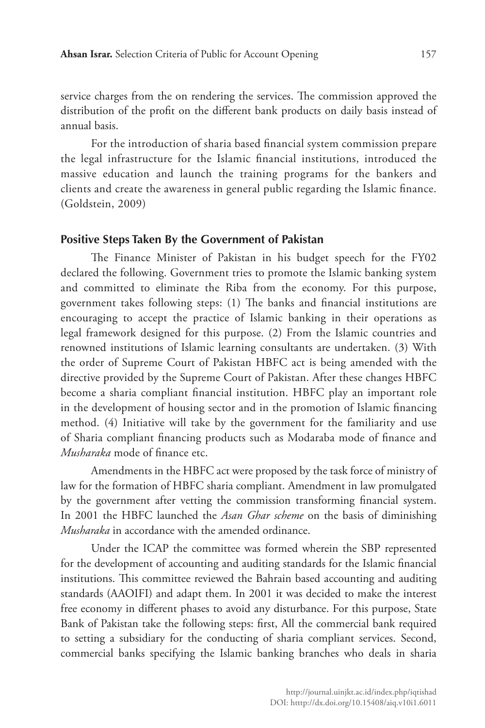service charges from the on rendering the services. The commission approved the distribution of the profit on the different bank products on daily basis instead of annual basis.

For the introduction of sharia based financial system commission prepare the legal infrastructure for the Islamic financial institutions, introduced the massive education and launch the training programs for the bankers and clients and create the awareness in general public regarding the Islamic finance. (Goldstein, 2009)

## Positive Steps Taken By the Government of Pakistan

The Finance Minister of Pakistan in his budget speech for the FY02 declared the following. Government tries to promote the Islamic banking system and committed to eliminate the Riba from the economy. For this purpose, government takes following steps: (1) The banks and financial institutions are encouraging to accept the practice of Islamic banking in their operations as legal framework designed for this purpose. (2) From the Islamic countries and renowned institutions of Islamic learning consultants are undertaken. (3) With the order of Supreme Court of Pakistan HBFC act is being amended with the directive provided by the Supreme Court of Pakistan. After these changes HBFC become a sharia compliant financial institution. HBFC play an important role in the development of housing sector and in the promotion of Islamic financing method. (4) Initiative will take by the government for the familiarity and use of Sharia compliant financing products such as Modaraba mode of finance and *Musharaka* mode of finance etc.

Amendments in the HBFC act were proposed by the task force of ministry of law for the formation of HBFC sharia compliant. Amendment in law promulgated by the government after vetting the commission transforming financial system. In 2001 the HBFC launched the *Asan Ghar scheme* on the basis of diminishing *Musharaka* in accordance with the amended ordinance.

Under the ICAP the committee was formed wherein the SBP represented for the development of accounting and auditing standards for the Islamic financial institutions. This committee reviewed the Bahrain based accounting and auditing standards (AAOIFI) and adapt them. In 2001 it was decided to make the interest free economy in different phases to avoid any disturbance. For this purpose, State Bank of Pakistan take the following steps: first, All the commercial bank required to setting a subsidiary for the conducting of sharia compliant services. Second, commercial banks specifying the Islamic banking branches who deals in sharia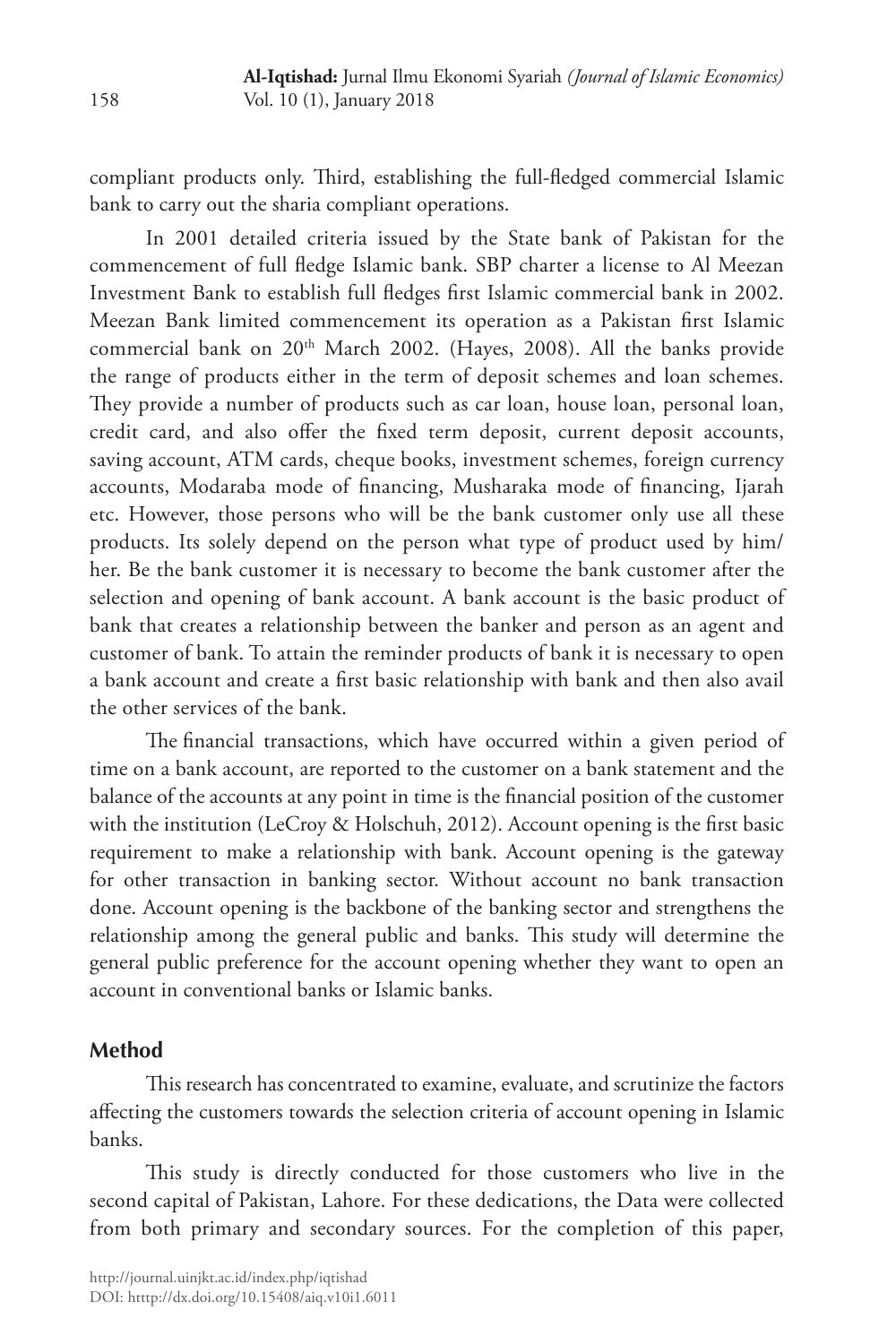compliant products only. Third, establishing the full-fledged commercial Islamic bank to carry out the sharia compliant operations.

In 2001 detailed criteria issued by the State bank of Pakistan for the commencement of full fledge Islamic bank. SBP charter a license to Al Meezan Investment Bank to establish full fledges first Islamic commercial bank in 2002. Meezan Bank limited commencement its operation as a Pakistan first Islamic commercial bank on 20th March 2002. (Hayes, 2008). All the banks provide the range of products either in the term of deposit schemes and loan schemes. They provide a number of products such as car loan, house loan, personal loan, credit card, and also offer the fixed term deposit, current deposit accounts, saving account, ATM cards, cheque books, investment schemes, foreign currency accounts, Modaraba mode of financing, Musharaka mode of financing, Ijarah etc. However, those persons who will be the bank customer only use all these products. Its solely depend on the person what type of product used by him/her. Be the bank customer it is necessary to become the bank customer after the selection and opening of bank account. A bank account is the basic product of bank that creates a relationship between the banker and person as an agent and customer of bank. To attain the reminder products of bank it is necessary to open a bank account and create a first basic relationship with bank and then also avail the other services of the bank.

The financial transactions, which have occurred within a given period of time on a bank account, are reported to the customer on a bank statement and the balance of the accounts at any point in time is the financial position of the customer with the institution (LeCroy & Holschuh, 2012). Account opening is the first basic requirement to make a relationship with bank. Account opening is the gateway for other transaction in banking sector. Without account no bank transaction done. Account opening is the backbone of the banking sector and strengthens the relationship among the general public and banks. This study will determine the general public preference for the account opening whether they want to open an account in conventional banks or Islamic banks.

## Method

This research has concentrated to examine, evaluate, and scrutinize the factors affecting the customers towards the selection criteria of account opening in Islamic banks.

This study is directly conducted for those customers who live in the second capital of Pakistan, Lahore. For these dedications, the Data were collected from both primary and secondary sources. For the completion of this paper,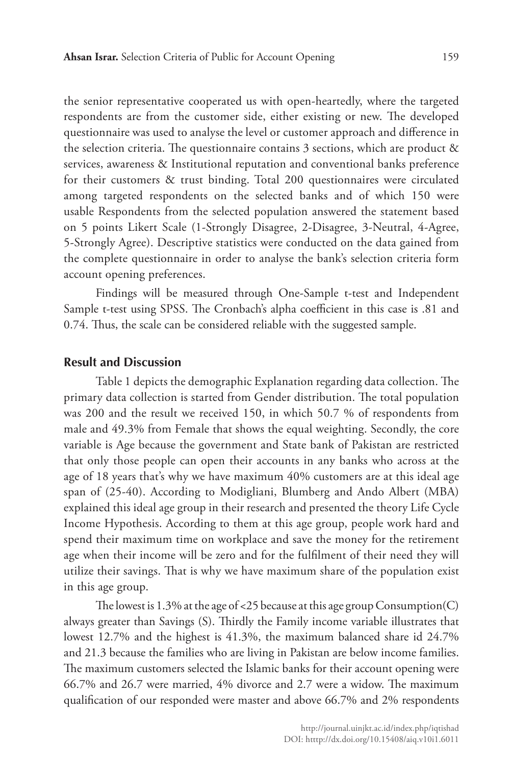the senior representative cooperated us with open-heartedly, where the targeted respondents are from the customer side, either existing or new. The developed questionnaire was used to analyse the level or customer approach and difference in the selection criteria. The questionnaire contains 3 sections, which are product & services, awareness & Institutional reputation and conventional banks preference for their customers & trust binding. Total 200 questionnaires were circulated among targeted respondents on the selected banks and of which 150 were usable Respondents from the selected population answered the statement based on 5 points Likert Scale (1-Strongly Disagree, 2-Disagree, 3-Neutral, 4-Agree, 5-Strongly Agree). Descriptive statistics were conducted on the data gained from the complete questionnaire in order to analyse the bank's selection criteria form account opening preferences.

Findings will be measured through One-Sample t-test and Independent Sample t-test using SPSS. The Cronbach's alpha coefficient in this case is .81 and 0.74. Thus, the scale can be considered reliable with the suggested sample.

## Result and Discussion

Table 1 depicts the demographic Explanation regarding data collection. The primary data collection is started from Gender distribution. The total population was 200 and the result we received 150, in which 50.7 % of respondents from male and 49.3% from Female that shows the equal weighting. Secondly, the core variable is Age because the government and State bank of Pakistan are restricted that only those people can open their accounts in any banks who across at the age of 18 years that's why we have maximum 40% customers are at this ideal age span of (25-40). According to Modigliani, Blumberg and Ando Albert (MBA) explained this ideal age group in their research and presented the theory Life Cycle Income Hypothesis. According to them at this age group, people work hard and spend their maximum time on workplace and save the money for the retirement age when their income will be zero and for the fulfilment of their need they will utilize their savings. That is why we have maximum share of the population exist in this age group.

The lowest is 1.3% at the age of <25 because at this age group Consumption(C) always greater than Savings (S). Thirdly the Family income variable illustrates that lowest 12.7% and the highest is 41.3%, the maximum balanced share id 24.7% and 21.3 because the families who are living in Pakistan are below income families. The maximum customers selected the Islamic banks for their account opening were 66.7% and 26.7 were married, 4% divorce and 2.7 were a widow. The maximum qualification of our responded were master and above 66.7% and 2% respondents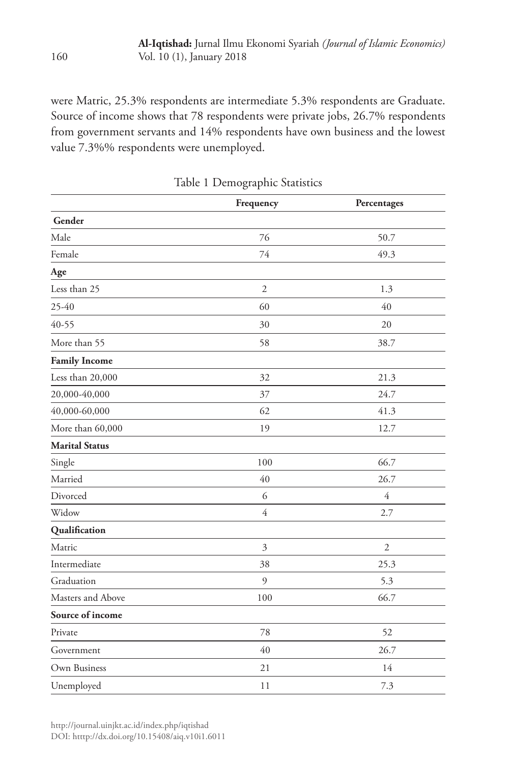were Matric, 25.3% respondents are intermediate 5.3% respondents are Graduate. Source of income shows that 78 respondents were private jobs, 26.7% respondents from government servants and 14% respondents have own business and the lowest value 7.3%% respondents were unemployed.

Table 1 Demographic Statistics

| | Frequency | Percentages |
|---|---|---|
| **Gender** | | |
| Male | 76 | 50.7 |
| Female | 74 | 49.3 |
| **Age** | | |
| Less than 25 | 2 | 1.3 |
| 25-40 | 60 | 40 |
| 40-55 | 30 | 20 |
| More than 55 | 58 | 38.7 |
| **Family Income** | | |
| Less than 20,000 | 32 | 21.3 |
| 20,000-40,000 | 37 | 24.7 |
| 40,000-60,000 | 62 | 41.3 |
| More than 60,000 | 19 | 12.7 |
| **Marital Status** | | |
| Single | 100 | 66.7 |
| Married | 40 | 26.7 |
| Divorced | 6 | 4 |
| Widow | 4 | 2.7 |
| **Qualification** | | |
| Matric | 3 | 2 |
| Intermediate | 38 | 25.3 |
| Graduation | 9 | 5.3 |
| Masters and Above | 100 | 66.7 |
| **Source of income** | | |
| Private | 78 | 52 |
| Government | 40 | 26.7 |
| Own Business | 21 | 14 |
| Unemployed | 11 | 7.3 |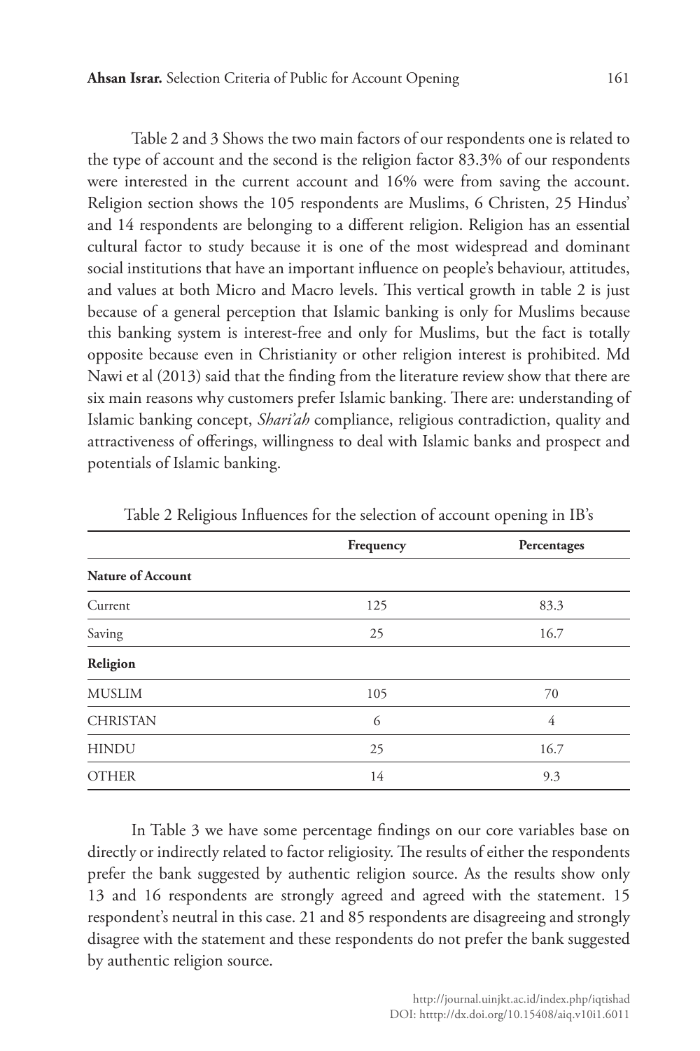Table 2 and 3 Shows the two main factors of our respondents one is related to the type of account and the second is the religion factor 83.3% of our respondents were interested in the current account and 16% were from saving the account. Religion section shows the 105 respondents are Muslims, 6 Christen, 25 Hindus' and 14 respondents are belonging to a different religion. Religion has an essential cultural factor to study because it is one of the most widespread and dominant social institutions that have an important influence on people's behaviour, attitudes, and values at both Micro and Macro levels. This vertical growth in table 2 is just because of a general perception that Islamic banking is only for Muslims because this banking system is interest-free and only for Muslims, but the fact is totally opposite because even in Christianity or other religion interest is prohibited. Md Nawi et al (2013) said that the finding from the literature review show that there are six main reasons why customers prefer Islamic banking. There are: understanding of Islamic banking concept, *Shari'ah* compliance, religious contradiction, quality and attractiveness of offerings, willingness to deal with Islamic banks and prospect and potentials of Islamic banking.

Table 2 Religious Influences for the selection of account opening in IB's

| | Frequency | Percentages |
|---|---|---|
| **Nature of Account** | | |
| Current | 125 | 83.3 |
| Saving | 25 | 16.7 |
| **Religion** | | |
| MUSLIM | 105 | 70 |
| CHRISTAN | 6 | 4 |
| HINDU | 25 | 16.7 |
| OTHER | 14 | 9.3 |

In Table 3 we have some percentage findings on our core variables base on directly or indirectly related to factor religiosity. The results of either the respondents prefer the bank suggested by authentic religion source. As the results show only 13 and 16 respondents are strongly agreed and agreed with the statement. 15 respondent's neutral in this case. 21 and 85 respondents are disagreeing and strongly disagree with the statement and these respondents do not prefer the bank suggested by authentic religion source.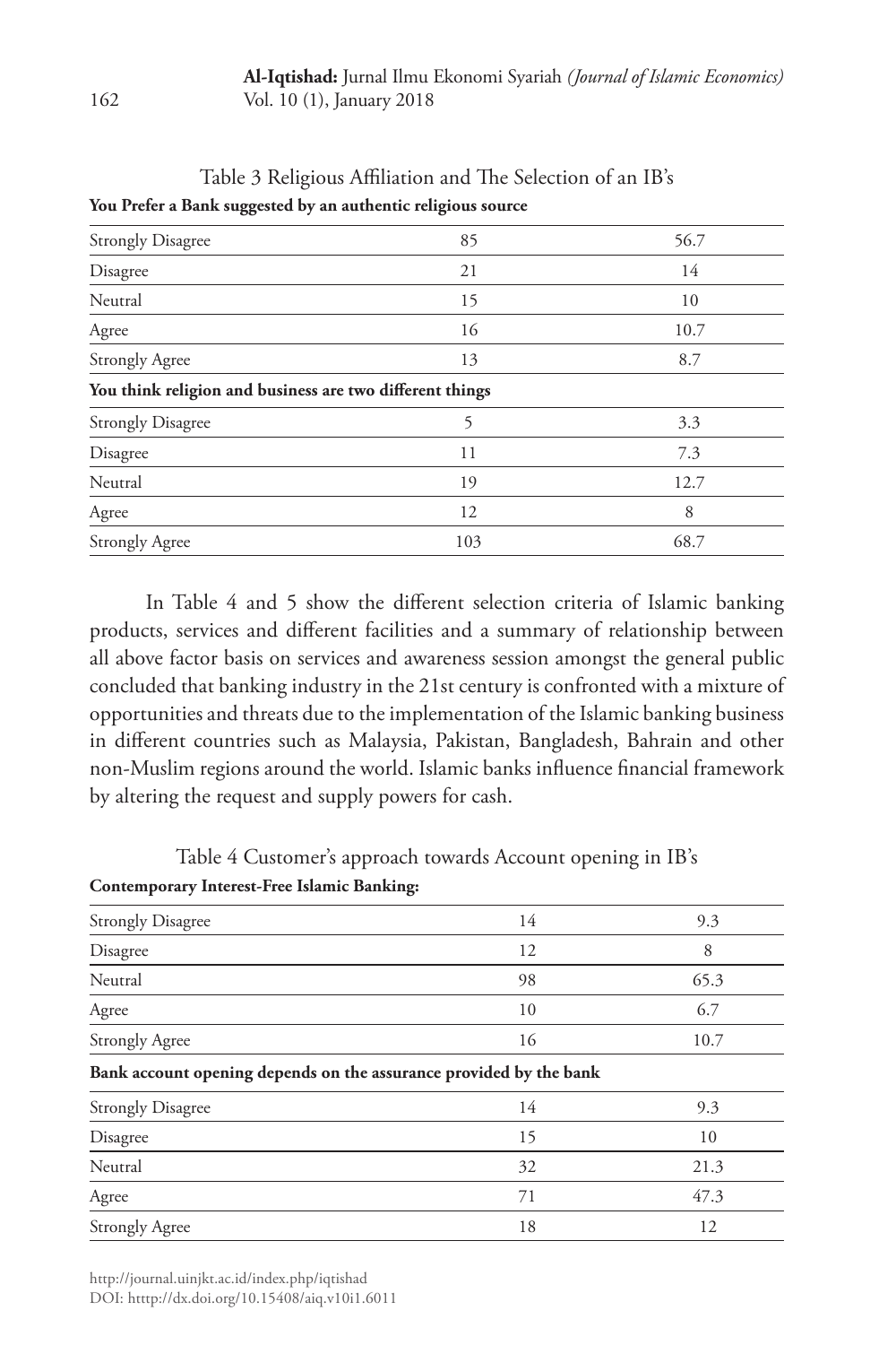Table 3 Religious Affiliation and The Selection of an IB's

| **You Prefer a Bank suggested by an authentic religious source** | | |
|---|---|---|
| Strongly Disagree | 85 | 56.7 |
| Disagree | 21 | 14 |
| Neutral | 15 | 10 |
| Agree | 16 | 10.7 |
| Strongly Agree | 13 | 8.7 |
| **You think religion and business are two different things** | | |
| Strongly Disagree | 5 | 3.3 |
| Disagree | 11 | 7.3 |
| Neutral | 19 | 12.7 |
| Agree | 12 | 8 |
| Strongly Agree | 103 | 68.7 |

In Table 4 and 5 show the different selection criteria of Islamic banking products, services and different facilities and a summary of relationship between all above factor basis on services and awareness session amongst the general public concluded that banking industry in the 21st century is confronted with a mixture of opportunities and threats due to the implementation of the Islamic banking business in different countries such as Malaysia, Pakistan, Bangladesh, Bahrain and other non-Muslim regions around the world. Islamic banks influence financial framework by altering the request and supply powers for cash.

Table 4 Customer's approach towards Account opening in IB's

| **Contemporary Interest-Free Islamic Banking:** | | |
|---|---|---|
| Strongly Disagree | 14 | 9.3 |
| Disagree | 12 | 8 |
| Neutral | 98 | 65.3 |
| Agree | 10 | 6.7 |
| Strongly Agree | 16 | 10.7 |
| **Bank account opening depends on the assurance provided by the bank** | | |
| Strongly Disagree | 14 | 9.3 |
| Disagree | 15 | 10 |
| Neutral | 32 | 21.3 |
| Agree | 71 | 47.3 |
| Strongly Agree | 18 | 12 |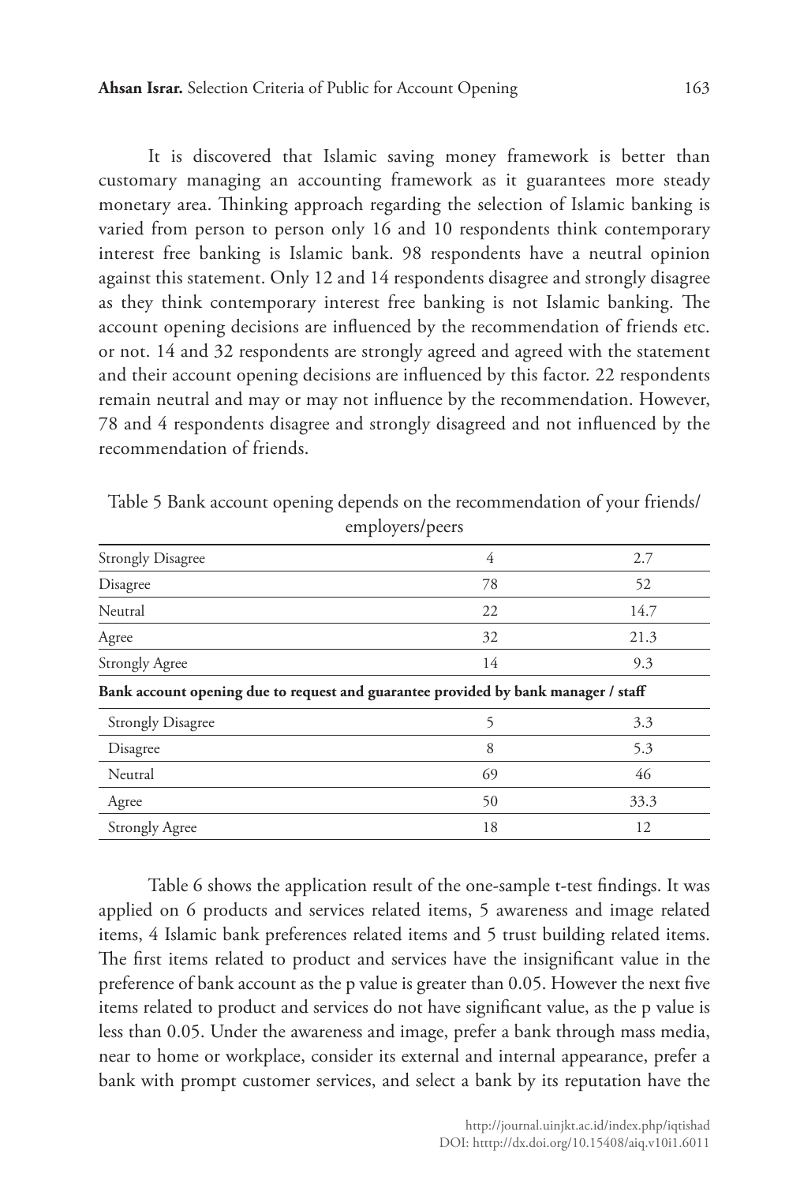It is discovered that Islamic saving money framework is better than customary managing an accounting framework as it guarantees more steady monetary area. Thinking approach regarding the selection of Islamic banking is varied from person to person only 16 and 10 respondents think contemporary interest free banking is Islamic bank. 98 respondents have a neutral opinion against this statement. Only 12 and 14 respondents disagree and strongly disagree as they think contemporary interest free banking is not Islamic banking. The account opening decisions are influenced by the recommendation of friends etc. or not. 14 and 32 respondents are strongly agreed and agreed with the statement and their account opening decisions are influenced by this factor. 22 respondents remain neutral and may or may not influence by the recommendation. However, 78 and 4 respondents disagree and strongly disagreed and not influenced by the recommendation of friends.

Table 5 Bank account opening depends on the recommendation of your friends/ employers/peers

| | | |
|---|---|---|
| Strongly Disagree | 4 | 2.7 |
| Disagree | 78 | 52 |
| Neutral | 22 | 14.7 |
| Agree | 32 | 21.3 |
| Strongly Agree | 14 | 9.3 |
| **Bank account opening due to request and guarantee provided by bank manager / staff** | | |
| Strongly Disagree | 5 | 3.3 |
| Disagree | 8 | 5.3 |
| Neutral | 69 | 46 |
| Agree | 50 | 33.3 |
| Strongly Agree | 18 | 12 |

Table 6 shows the application result of the one-sample t-test findings. It was applied on 6 products and services related items, 5 awareness and image related items, 4 Islamic bank preferences related items and 5 trust building related items. The first items related to product and services have the insignificant value in the preference of bank account as the p value is greater than 0.05. However the next five items related to product and services do not have significant value, as the p value is less than 0.05. Under the awareness and image, prefer a bank through mass media, near to home or workplace, consider its external and internal appearance, prefer a bank with prompt customer services, and select a bank by its reputation have the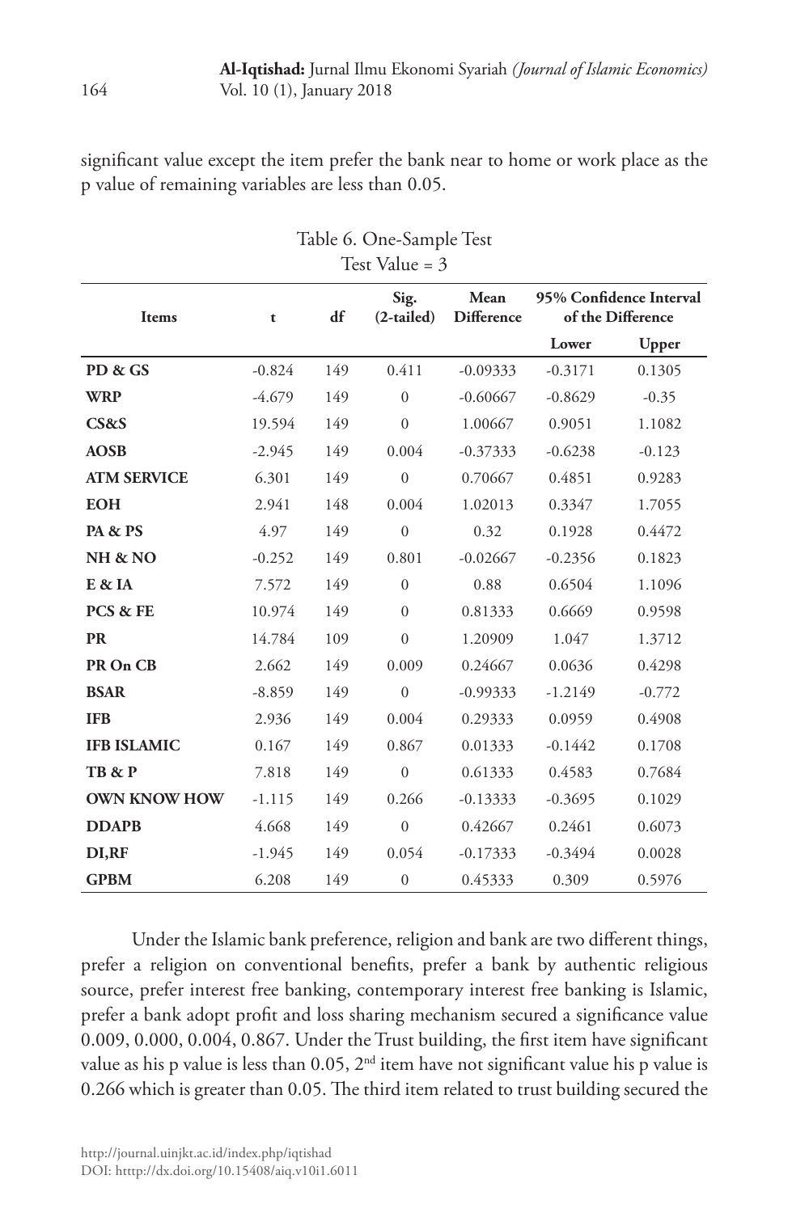significant value except the item prefer the bank near to home or work place as the p value of remaining variables are less than 0.05.

Table 6. One-Sample Test

Test Value = 3

| Items | t | df | Sig. (2-tailed) | Mean Difference | 95% Confidence Interval of the Difference | |
|---|---|---|---|---|---|---|
| | | | | | Lower | Upper |
| **PD & GS** | -0.824 | 149 | 0.411 | -0.09333 | -0.3171 | 0.1305 |
| **WRP** | -4.679 | 149 | 0 | -0.60667 | -0.8629 | -0.35 |
| **CS&S** | 19.594 | 149 | 0 | 1.00667 | 0.9051 | 1.1082 |
| **AOSB** | -2.945 | 149 | 0.004 | -0.37333 | -0.6238 | -0.123 |
| **ATM SERVICE** | 6.301 | 149 | 0 | 0.70667 | 0.4851 | 0.9283 |
| **EOH** | 2.941 | 148 | 0.004 | 1.02013 | 0.3347 | 1.7055 |
| **PA & PS** | 4.97 | 149 | 0 | 0.32 | 0.1928 | 0.4472 |
| **NH & NO** | -0.252 | 149 | 0.801 | -0.02667 | -0.2356 | 0.1823 |
| **E & IA** | 7.572 | 149 | 0 | 0.88 | 0.6504 | 1.1096 |
| **PCS & FE** | 10.974 | 149 | 0 | 0.81333 | 0.6669 | 0.9598 |
| **PR** | 14.784 | 109 | 0 | 1.20909 | 1.047 | 1.3712 |
| **PR On CB** | 2.662 | 149 | 0.009 | 0.24667 | 0.0636 | 0.4298 |
| **BSAR** | -8.859 | 149 | 0 | -0.99333 | -1.2149 | -0.772 |
| **IFB** | 2.936 | 149 | 0.004 | 0.29333 | 0.0959 | 0.4908 |
| **IFB ISLAMIC** | 0.167 | 149 | 0.867 | 0.01333 | -0.1442 | 0.1708 |
| **TB & P** | 7.818 | 149 | 0 | 0.61333 | 0.4583 | 0.7684 |
| **OWN KNOW HOW** | -1.115 | 149 | 0.266 | -0.13333 | -0.3695 | 0.1029 |
| **DDAPB** | 4.668 | 149 | 0 | 0.42667 | 0.2461 | 0.6073 |
| **DI,RF** | -1.945 | 149 | 0.054 | -0.17333 | -0.3494 | 0.0028 |
| **GPBM** | 6.208 | 149 | 0 | 0.45333 | 0.309 | 0.5976 |

Under the Islamic bank preference, religion and bank are two different things, prefer a religion on conventional benefits, prefer a bank by authentic religious source, prefer interest free banking, contemporary interest free banking is Islamic, prefer a bank adopt profit and loss sharing mechanism secured a significance value 0.009, 0.000, 0.004, 0.867. Under the Trust building, the first item have significant value as his p value is less than 0.05, 2nd item have not significant value his p value is 0.266 which is greater than 0.05. The third item related to trust building secured the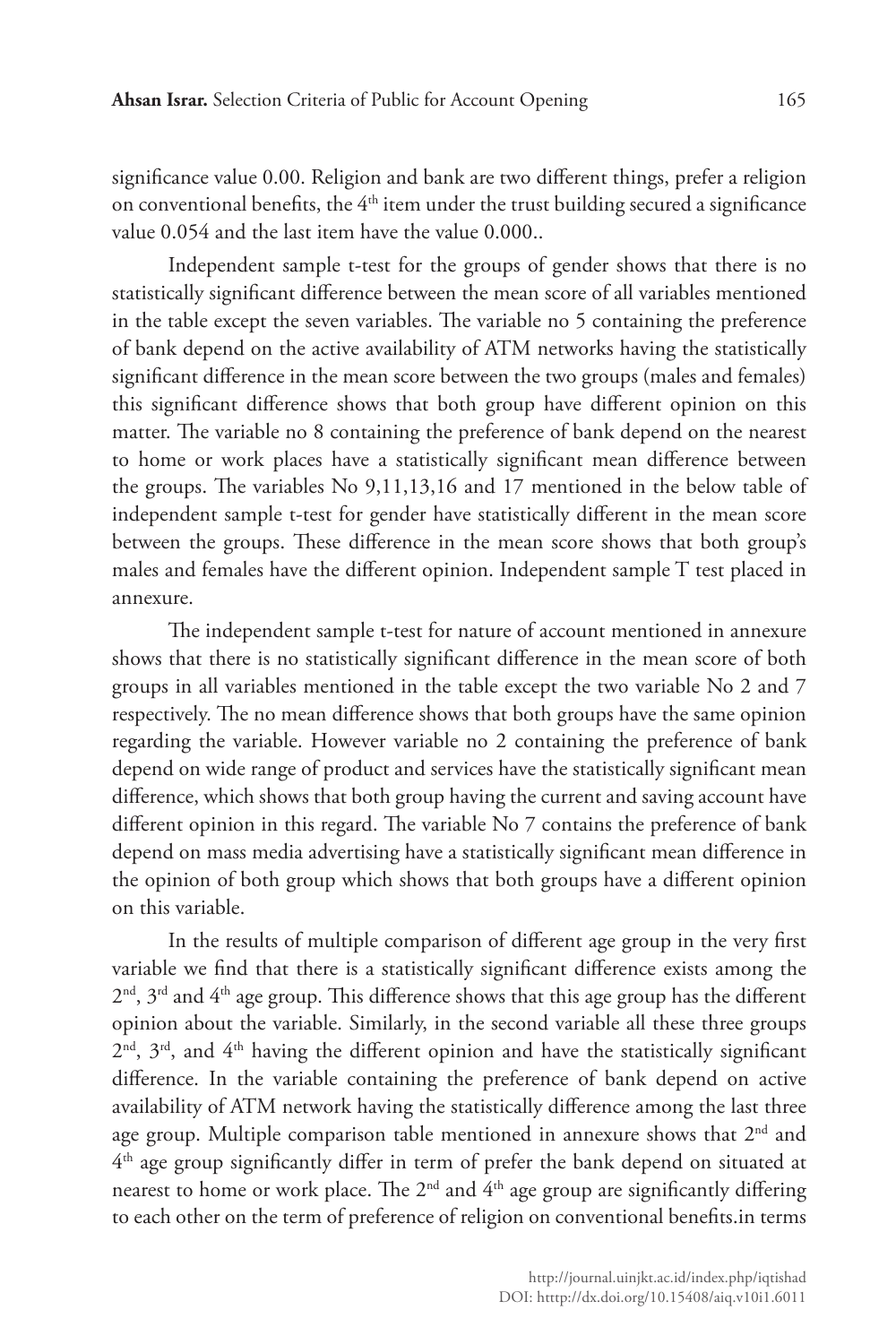significance value 0.00. Religion and bank are two different things, prefer a religion on conventional benefits, the 4th item under the trust building secured a significance value 0.054 and the last item have the value 0.000..

Independent sample t-test for the groups of gender shows that there is no statistically significant difference between the mean score of all variables mentioned in the table except the seven variables. The variable no 5 containing the preference of bank depend on the active availability of ATM networks having the statistically significant difference in the mean score between the two groups (males and females) this significant difference shows that both group have different opinion on this matter. The variable no 8 containing the preference of bank depend on the nearest to home or work places have a statistically significant mean difference between the groups. The variables No 9,11,13,16 and 17 mentioned in the below table of independent sample t-test for gender have statistically different in the mean score between the groups. These difference in the mean score shows that both group's males and females have the different opinion. Independent sample T test placed in annexure.

The independent sample t-test for nature of account mentioned in annexure shows that there is no statistically significant difference in the mean score of both groups in all variables mentioned in the table except the two variable No 2 and 7 respectively. The no mean difference shows that both groups have the same opinion regarding the variable. However variable no 2 containing the preference of bank depend on wide range of product and services have the statistically significant mean difference, which shows that both group having the current and saving account have different opinion in this regard. The variable No 7 contains the preference of bank depend on mass media advertising have a statistically significant mean difference in the opinion of both group which shows that both groups have a different opinion on this variable.

In the results of multiple comparison of different age group in the very first variable we find that there is a statistically significant difference exists among the 2nd, 3rd and 4th age group. This difference shows that this age group has the different opinion about the variable. Similarly, in the second variable all these three groups 2nd, 3rd, and 4th having the different opinion and have the statistically significant difference. In the variable containing the preference of bank depend on active availability of ATM network having the statistically difference among the last three age group. Multiple comparison table mentioned in annexure shows that 2nd and 4th age group significantly differ in term of prefer the bank depend on situated at nearest to home or work place. The 2nd and 4th age group are significantly differing to each other on the term of preference of religion on conventional benefits.in terms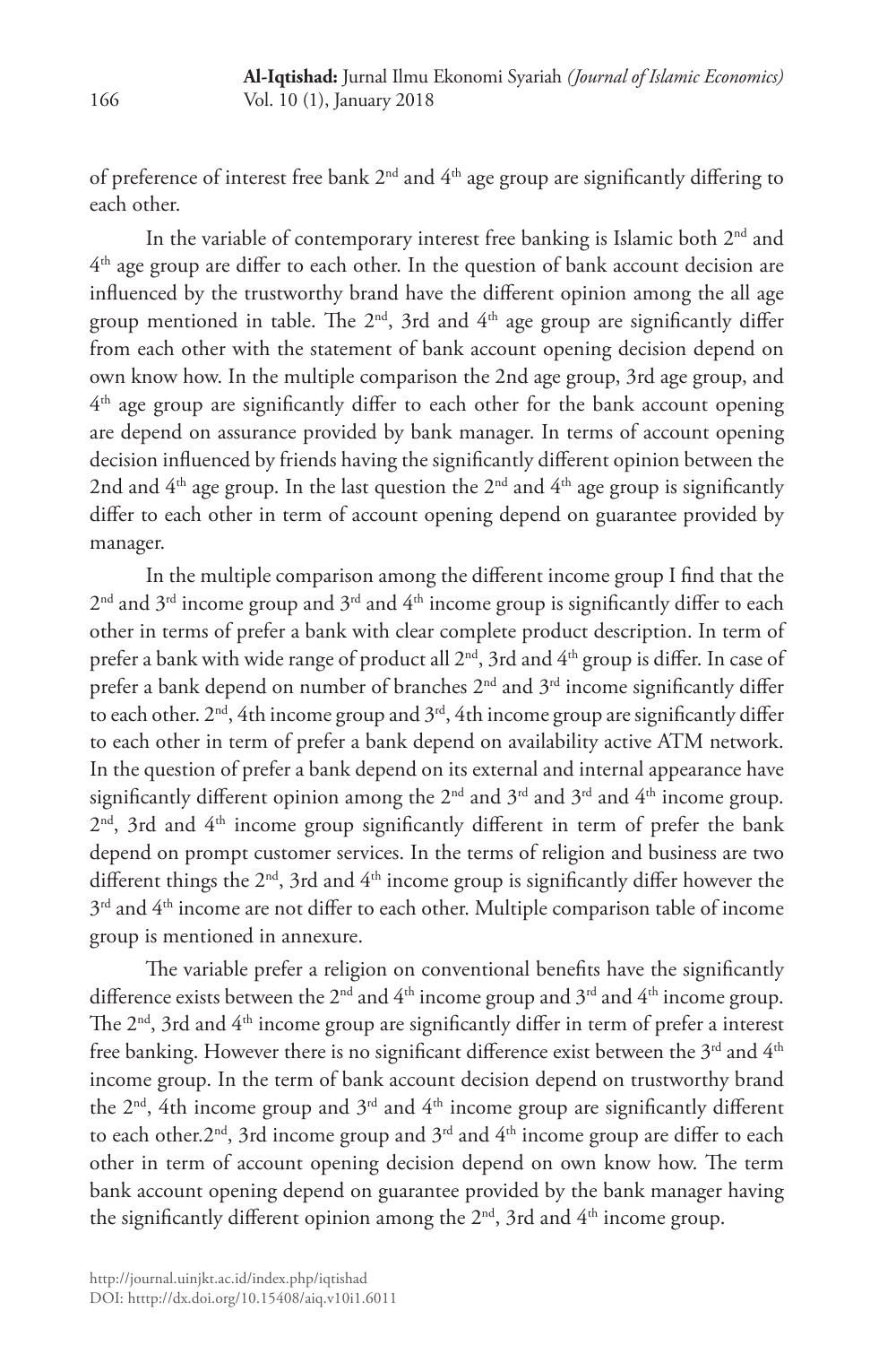of preference of interest free bank 2nd and 4th age group are significantly differing to each other.

In the variable of contemporary interest free banking is Islamic both 2nd and 4th age group are differ to each other. In the question of bank account decision are influenced by the trustworthy brand have the different opinion among the all age group mentioned in table. The 2nd, 3rd and 4th age group are significantly differ from each other with the statement of bank account opening decision depend on own know how. In the multiple comparison the 2nd age group, 3rd age group, and 4th age group are significantly differ to each other for the bank account opening are depend on assurance provided by bank manager. In terms of account opening decision influenced by friends having the significantly different opinion between the 2nd and 4th age group. In the last question the 2nd and 4th age group is significantly differ to each other in term of account opening depend on guarantee provided by manager.

In the multiple comparison among the different income group I find that the 2nd and 3rd income group and 3rd and 4th income group is significantly differ to each other in terms of prefer a bank with clear complete product description. In term of prefer a bank with wide range of product all 2nd, 3rd and 4th group is differ. In case of prefer a bank depend on number of branches 2nd and 3rd income significantly differ to each other. 2nd, 4th income group and 3rd, 4th income group are significantly differ to each other in term of prefer a bank depend on availability active ATM network. In the question of prefer a bank depend on its external and internal appearance have significantly different opinion among the 2nd and 3rd and 3rd and 4th income group. 2nd, 3rd and 4th income group significantly different in term of prefer the bank depend on prompt customer services. In the terms of religion and business are two different things the 2nd, 3rd and 4th income group is significantly differ however the 3rd and 4th income are not differ to each other. Multiple comparison table of income group is mentioned in annexure.

The variable prefer a religion on conventional benefits have the significantly difference exists between the 2nd and 4th income group and 3rd and 4th income group. The 2nd, 3rd and 4th income group are significantly differ in term of prefer a interest free banking. However there is no significant difference exist between the 3rd and 4th income group. In the term of bank account decision depend on trustworthy brand the 2nd, 4th income group and 3rd and 4th income group are significantly different to each other.2nd, 3rd income group and 3rd and 4th income group are differ to each other in term of account opening decision depend on own know how. The term bank account opening depend on guarantee provided by the bank manager having the significantly different opinion among the 2nd, 3rd and 4th income group.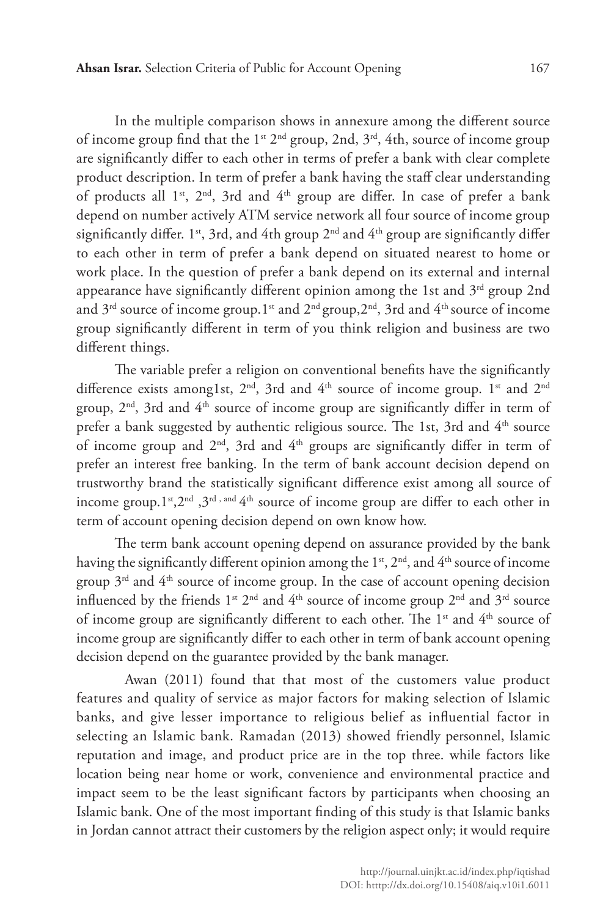In the multiple comparison shows in annexure among the different source of income group find that the 1st 2nd group, 2nd, 3rd, 4th, source of income group are significantly differ to each other in terms of prefer a bank with clear complete product description. In term of prefer a bank having the staff clear understanding of products all 1st, 2nd, 3rd and 4th group are differ. In case of prefer a bank depend on number actively ATM service network all four source of income group significantly differ. 1st, 3rd, and 4th group 2nd and 4th group are significantly differ to each other in term of prefer a bank depend on situated nearest to home or work place. In the question of prefer a bank depend on its external and internal appearance have significantly different opinion among the 1st and 3rd group 2nd and 3rd source of income group.1st and 2nd group,2nd, 3rd and 4th source of income group significantly different in term of you think religion and business are two different things.

The variable prefer a religion on conventional benefits have the significantly difference exists among1st, 2nd, 3rd and 4th source of income group. 1st and 2nd group, 2nd, 3rd and 4th source of income group are significantly differ in term of prefer a bank suggested by authentic religious source. The 1st, 3rd and 4th source of income group and 2nd, 3rd and 4th groups are significantly differ in term of prefer an interest free banking. In the term of bank account decision depend on trustworthy brand the statistically significant difference exist among all source of income group.1st,2nd ,3rd , and 4th source of income group are differ to each other in term of account opening decision depend on own know how.

The term bank account opening depend on assurance provided by the bank having the significantly different opinion among the 1st, 2nd, and 4th source of income group 3rd and 4th source of income group. In the case of account opening decision influenced by the friends 1st 2nd and 4th source of income group 2nd and 3rd source of income group are significantly different to each other. The 1st and 4th source of income group are significantly differ to each other in term of bank account opening decision depend on the guarantee provided by the bank manager.

Awan (2011) found that that most of the customers value product features and quality of service as major factors for making selection of Islamic banks, and give lesser importance to religious belief as influential factor in selecting an Islamic bank. Ramadan (2013) showed friendly personnel, Islamic reputation and image, and product price are in the top three. while factors like location being near home or work, convenience and environmental practice and impact seem to be the least significant factors by participants when choosing an Islamic bank. One of the most important finding of this study is that Islamic banks in Jordan cannot attract their customers by the religion aspect only; it would require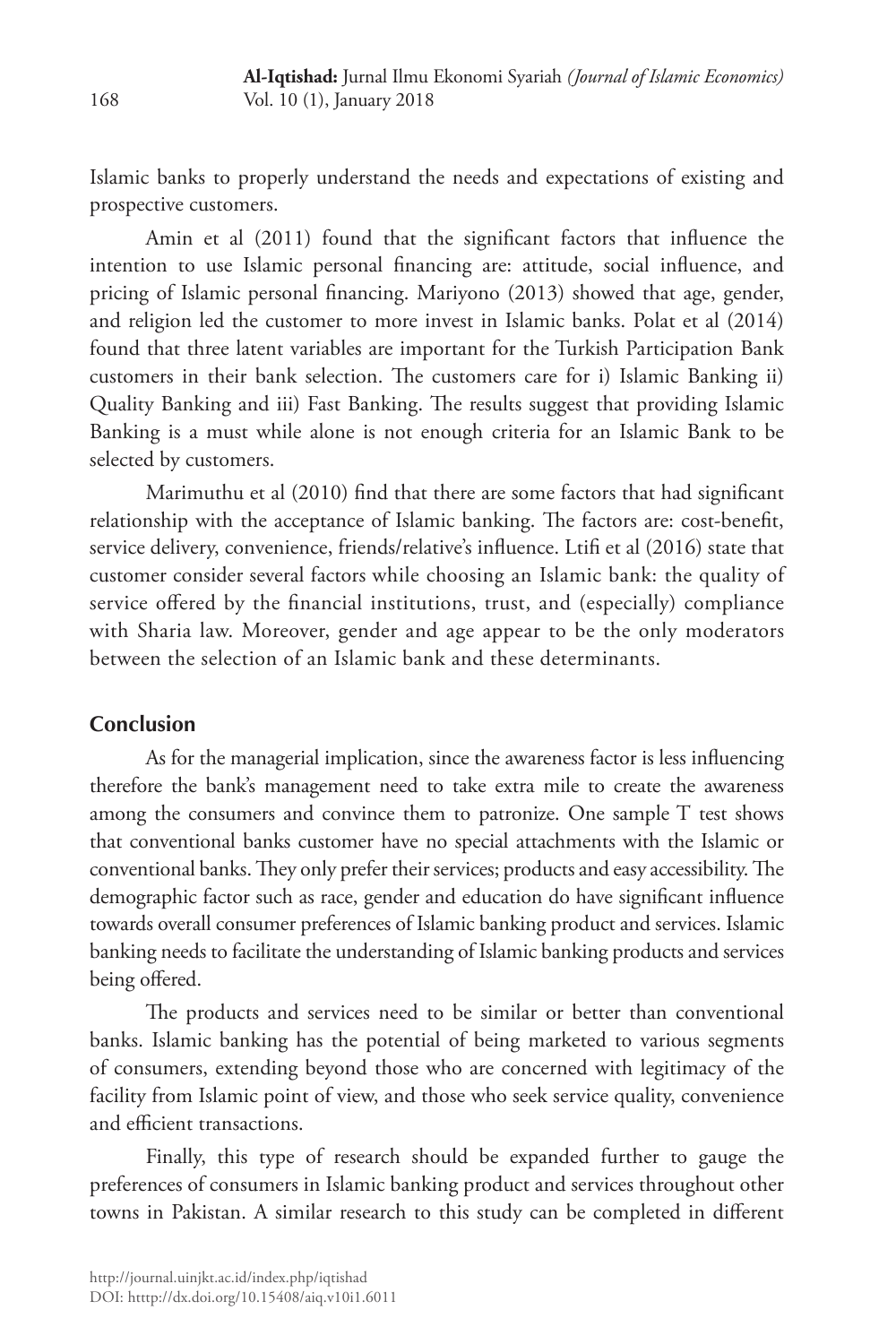Islamic banks to properly understand the needs and expectations of existing and prospective customers.

Amin et al (2011) found that the significant factors that influence the intention to use Islamic personal financing are: attitude, social influence, and pricing of Islamic personal financing. Mariyono (2013) showed that age, gender, and religion led the customer to more invest in Islamic banks. Polat et al (2014) found that three latent variables are important for the Turkish Participation Bank customers in their bank selection. The customers care for i) Islamic Banking ii) Quality Banking and iii) Fast Banking. The results suggest that providing Islamic Banking is a must while alone is not enough criteria for an Islamic Bank to be selected by customers.

Marimuthu et al (2010) find that there are some factors that had significant relationship with the acceptance of Islamic banking. The factors are: cost-benefit, service delivery, convenience, friends/relative's influence. Ltifi et al (2016) state that customer consider several factors while choosing an Islamic bank: the quality of service offered by the financial institutions, trust, and (especially) compliance with Sharia law. Moreover, gender and age appear to be the only moderators between the selection of an Islamic bank and these determinants.

## Conclusion

As for the managerial implication, since the awareness factor is less influencing therefore the bank's management need to take extra mile to create the awareness among the consumers and convince them to patronize. One sample T test shows that conventional banks customer have no special attachments with the Islamic or conventional banks. They only prefer their services; products and easy accessibility. The demographic factor such as race, gender and education do have significant influence towards overall consumer preferences of Islamic banking product and services. Islamic banking needs to facilitate the understanding of Islamic banking products and services being offered.

The products and services need to be similar or better than conventional banks. Islamic banking has the potential of being marketed to various segments of consumers, extending beyond those who are concerned with legitimacy of the facility from Islamic point of view, and those who seek service quality, convenience and efficient transactions.

Finally, this type of research should be expanded further to gauge the preferences of consumers in Islamic banking product and services throughout other towns in Pakistan. A similar research to this study can be completed in different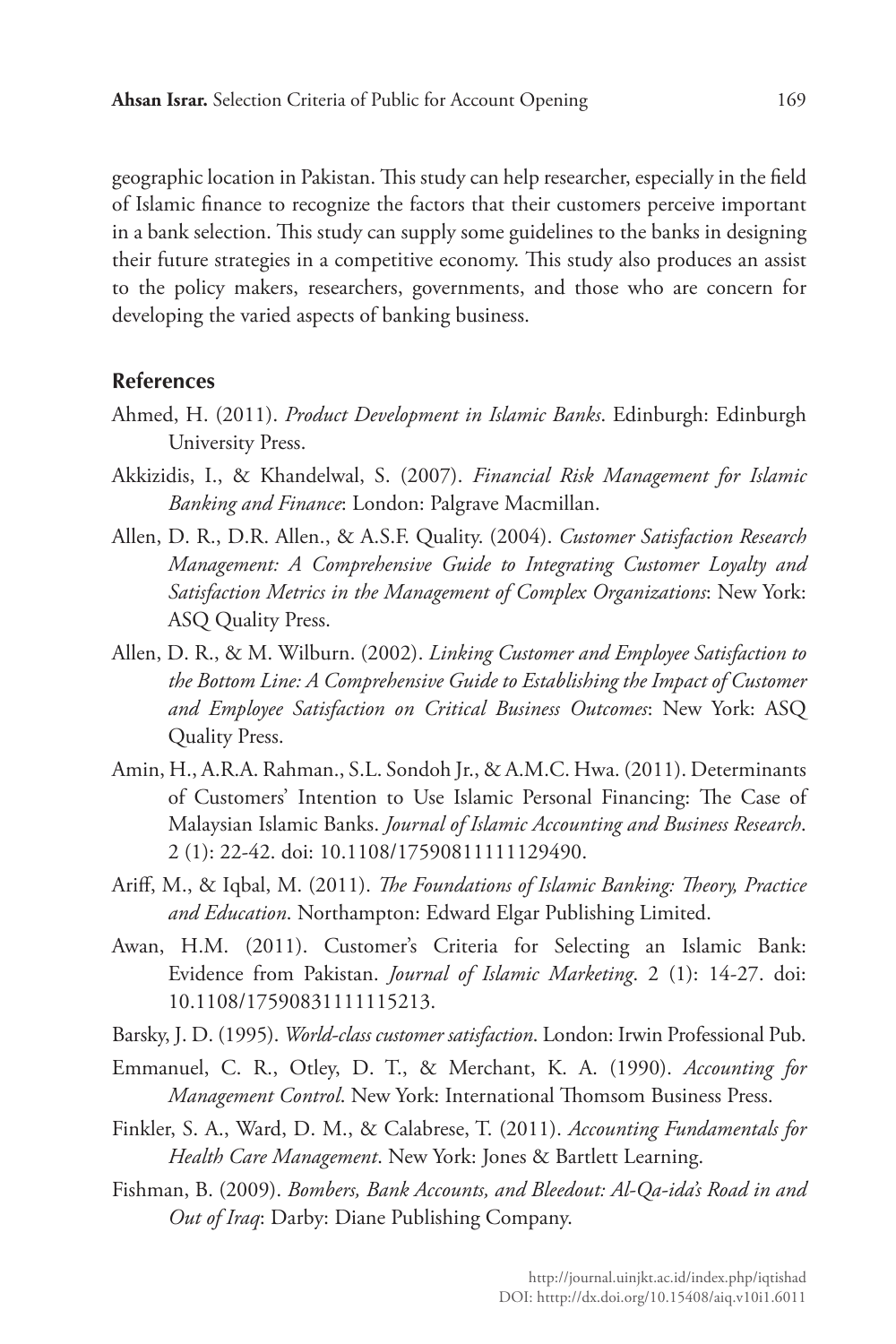geographic location in Pakistan. This study can help researcher, especially in the field of Islamic finance to recognize the factors that their customers perceive important in a bank selection. This study can supply some guidelines to the banks in designing their future strategies in a competitive economy. This study also produces an assist to the policy makers, researchers, governments, and those who are concern for developing the varied aspects of banking business.

## References

Ahmed, H. (2011). *Product Development in Islamic Banks*. Edinburgh: Edinburgh University Press.

Akkizidis, I., & Khandelwal, S. (2007). *Financial Risk Management for Islamic Banking and Finance*: London: Palgrave Macmillan.

Allen, D. R., D.R. Allen., & A.S.F. Quality. (2004). *Customer Satisfaction Research Management: A Comprehensive Guide to Integrating Customer Loyalty and Satisfaction Metrics in the Management of Complex Organizations*: New York: ASQ Quality Press.

Allen, D. R., & M. Wilburn. (2002). *Linking Customer and Employee Satisfaction to the Bottom Line: A Comprehensive Guide to Establishing the Impact of Customer and Employee Satisfaction on Critical Business Outcomes*: New York: ASQ Quality Press.

Amin, H., A.R.A. Rahman., S.L. Sondoh Jr., & A.M.C. Hwa. (2011). Determinants of Customers' Intention to Use Islamic Personal Financing: The Case of Malaysian Islamic Banks. *Journal of Islamic Accounting and Business Research*. 2 (1): 22-42. doi: 10.1108/17590811111129490.

Ariff, M., & Iqbal, M. (2011). *The Foundations of Islamic Banking: Theory, Practice and Education*. Northampton: Edward Elgar Publishing Limited.

Awan, H.M. (2011). Customer's Criteria for Selecting an Islamic Bank: Evidence from Pakistan. *Journal of Islamic Marketing*. 2 (1): 14-27. doi: 10.1108/17590831111115213.

Barsky, J. D. (1995). *World-class customer satisfaction*. London: Irwin Professional Pub.

Emmanuel, C. R., Otley, D. T., & Merchant, K. A. (1990). *Accounting for Management Control*. New York: International Thomsom Business Press.

Finkler, S. A., Ward, D. M., & Calabrese, T. (2011). *Accounting Fundamentals for Health Care Management*. New York: Jones & Bartlett Learning.

Fishman, B. (2009). *Bombers, Bank Accounts, and Bleedout: Al-Qa-ida's Road in and Out of Iraq*: Darby: Diane Publishing Company.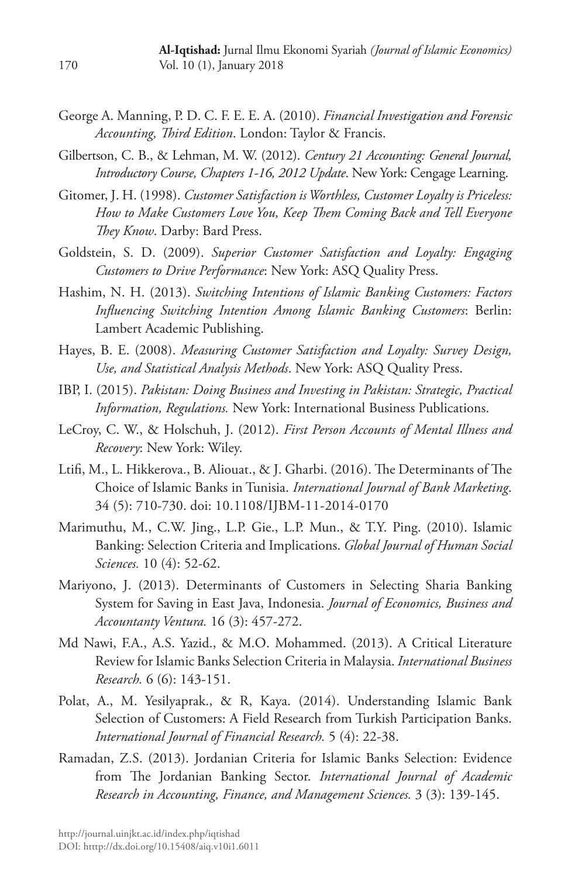George A. Manning, P. D. C. F. E. E. A. (2010). *Financial Investigation and Forensic Accounting, Third Edition*. London: Taylor & Francis.

Gilbertson, C. B., & Lehman, M. W. (2012). *Century 21 Accounting: General Journal, Introductory Course, Chapters 1-16, 2012 Update*. New York: Cengage Learning.

Gitomer, J. H. (1998). *Customer Satisfaction is Worthless, Customer Loyalty is Priceless: How to Make Customers Love You, Keep Them Coming Back and Tell Everyone They Know*. Darby: Bard Press.

Goldstein, S. D. (2009). *Superior Customer Satisfaction and Loyalty: Engaging Customers to Drive Performance*: New York: ASQ Quality Press.

Hashim, N. H. (2013). *Switching Intentions of Islamic Banking Customers: Factors Influencing Switching Intention Among Islamic Banking Customers*: Berlin: Lambert Academic Publishing.

Hayes, B. E. (2008). *Measuring Customer Satisfaction and Loyalty: Survey Design, Use, and Statistical Analysis Methods*. New York: ASQ Quality Press.

IBP, I. (2015). *Pakistan: Doing Business and Investing in Pakistan: Strategic, Practical Information, Regulations.* New York: International Business Publications.

LeCroy, C. W., & Holschuh, J. (2012). *First Person Accounts of Mental Illness and Recovery*: New York: Wiley.

Ltifi, M., L. Hikkerova., B. Aliouat., & J. Gharbi. (2016). The Determinants of The Choice of Islamic Banks in Tunisia. *International Journal of Bank Marketing*. 34 (5): 710-730. doi: 10.1108/IJBM-11-2014-0170

Marimuthu, M., C.W. Jing., L.P. Gie., L.P. Mun., & T.Y. Ping. (2010). Islamic Banking: Selection Criteria and Implications. *Global Journal of Human Social Sciences.* 10 (4): 52-62.

Mariyono, J. (2013). Determinants of Customers in Selecting Sharia Banking System for Saving in East Java, Indonesia. *Journal of Economics, Business and Accountanty Ventura.* 16 (3): 457-272.

Md Nawi, F.A., A.S. Yazid., & M.O. Mohammed. (2013). A Critical Literature Review for Islamic Banks Selection Criteria in Malaysia. *International Business Research.* 6 (6): 143-151.

Polat, A., M. Yesilyaprak., & R, Kaya. (2014). Understanding Islamic Bank Selection of Customers: A Field Research from Turkish Participation Banks. *International Journal of Financial Research.* 5 (4): 22-38.

Ramadan, Z.S. (2013). Jordanian Criteria for Islamic Banks Selection: Evidence from The Jordanian Banking Sector. *International Journal of Academic Research in Accounting, Finance, and Management Sciences.* 3 (3): 139-145.